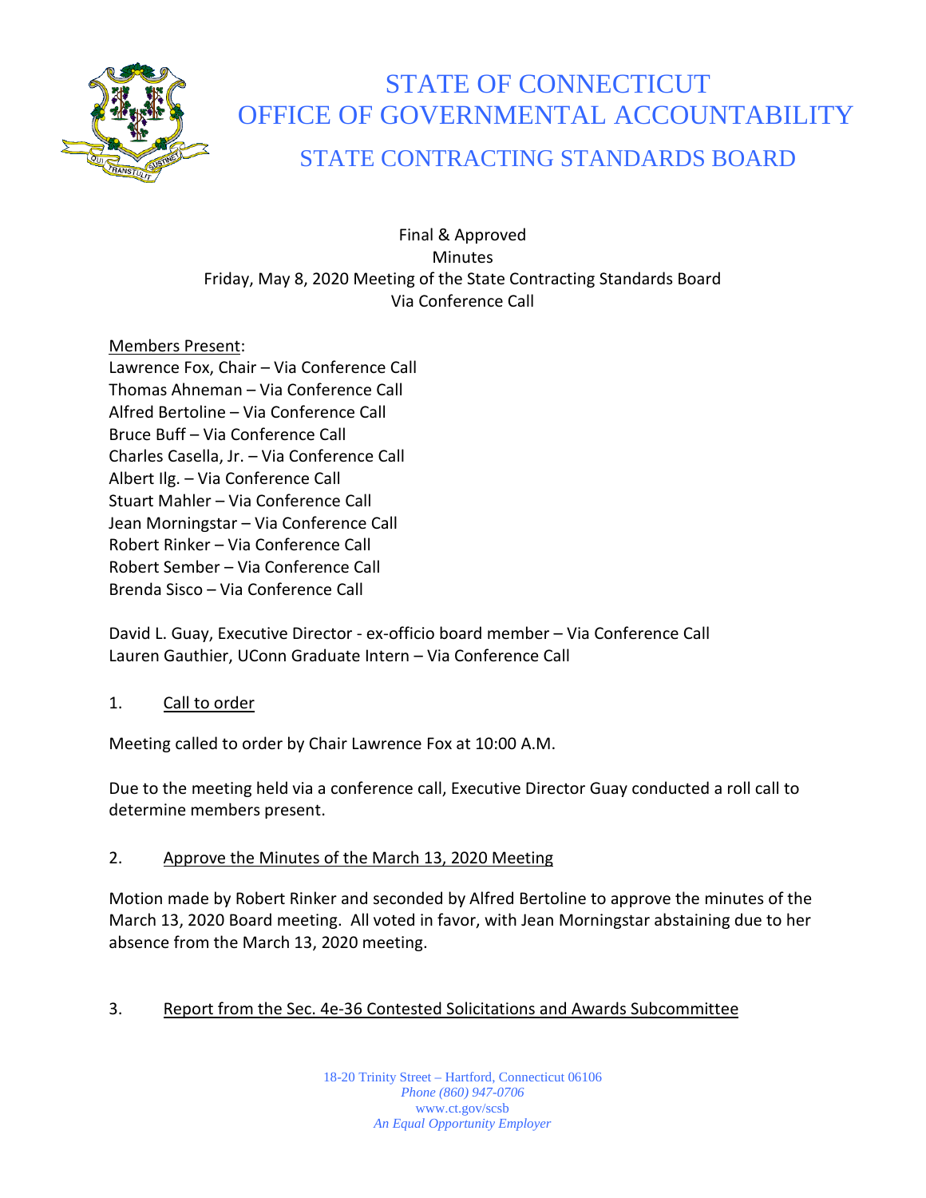# STATE OF CONNECTICUT
# OFFICE OF GOVERNMENTAL ACCOUNTABILITY
## STATE CONTRACTING STANDARDS BOARD

Final & Approved
Minutes
Friday, May 8, 2020 Meeting of the State Contracting Standards Board
Via Conference Call

Members Present:
Lawrence Fox, Chair – Via Conference Call
Thomas Ahneman – Via Conference Call
Alfred Bertoline – Via Conference Call
Bruce Buff – Via Conference Call
Charles Casella, Jr. – Via Conference Call
Albert Ilg. – Via Conference Call
Stuart Mahler – Via Conference Call
Jean Morningstar – Via Conference Call
Robert Rinker – Via Conference Call
Robert Sember – Via Conference Call
Brenda Sisco – Via Conference Call

David L. Guay, Executive Director - ex-officio board member – Via Conference Call
Lauren Gauthier, UConn Graduate Intern – Via Conference Call

1. Call to order

Meeting called to order by Chair Lawrence Fox at 10:00 A.M.

Due to the meeting held via a conference call, Executive Director Guay conducted a roll call to determine members present.

2. Approve the Minutes of the March 13, 2020 Meeting

Motion made by Robert Rinker and seconded by Alfred Bertoline to approve the minutes of the March 13, 2020 Board meeting. All voted in favor, with Jean Morningstar abstaining due to her absence from the March 13, 2020 meeting.

3. Report from the Sec. 4e-36 Contested Solicitations and Awards Subcommittee

18-20 Trinity Street – Hartford, Connecticut 06106
*Phone (860) 947-0706*
www.ct.gov/scsb
*An Equal Opportunity Employer*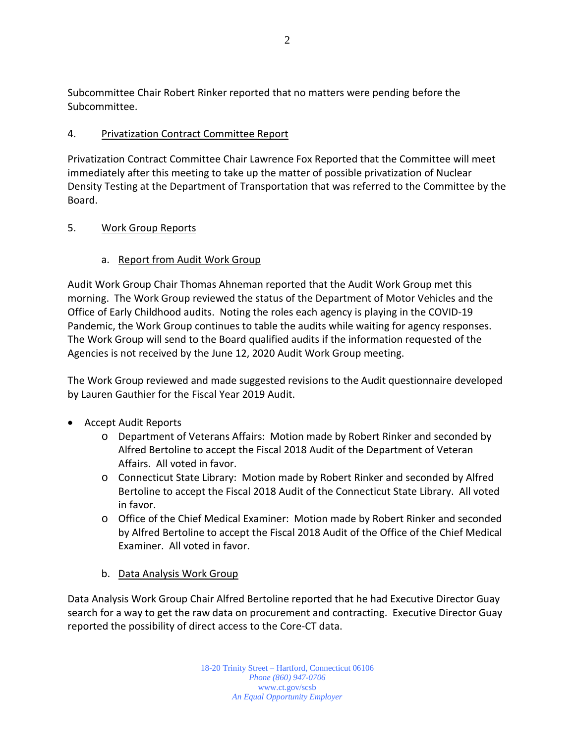Subcommittee Chair Robert Rinker reported that no matters were pending before the Subcommittee.

4. Privatization Contract Committee Report

Privatization Contract Committee Chair Lawrence Fox Reported that the Committee will meet immediately after this meeting to take up the matter of possible privatization of Nuclear Density Testing at the Department of Transportation that was referred to the Committee by the Board.

5. Work Group Reports

a. Report from Audit Work Group

Audit Work Group Chair Thomas Ahneman reported that the Audit Work Group met this morning. The Work Group reviewed the status of the Department of Motor Vehicles and the Office of Early Childhood audits. Noting the roles each agency is playing in the COVID-19 Pandemic, the Work Group continues to table the audits while waiting for agency responses. The Work Group will send to the Board qualified audits if the information requested of the Agencies is not received by the June 12, 2020 Audit Work Group meeting.

The Work Group reviewed and made suggested revisions to the Audit questionnaire developed by Lauren Gauthier for the Fiscal Year 2019 Audit.

- Accept Audit Reports
  - Department of Veterans Affairs: Motion made by Robert Rinker and seconded by Alfred Bertoline to accept the Fiscal 2018 Audit of the Department of Veteran Affairs. All voted in favor.
  - Connecticut State Library: Motion made by Robert Rinker and seconded by Alfred Bertoline to accept the Fiscal 2018 Audit of the Connecticut State Library. All voted in favor.
  - Office of the Chief Medical Examiner: Motion made by Robert Rinker and seconded by Alfred Bertoline to accept the Fiscal 2018 Audit of the Office of the Chief Medical Examiner. All voted in favor.

b. Data Analysis Work Group

Data Analysis Work Group Chair Alfred Bertoline reported that he had Executive Director Guay search for a way to get the raw data on procurement and contracting. Executive Director Guay reported the possibility of direct access to the Core-CT data.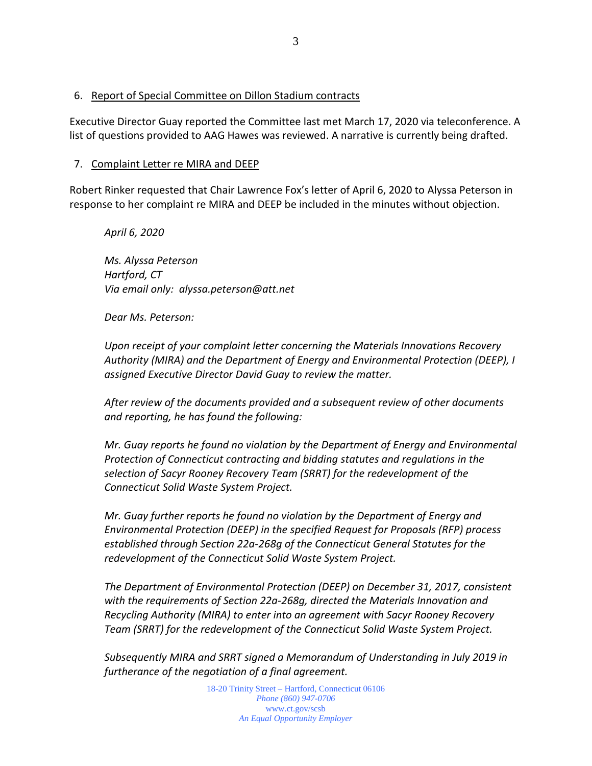6. <u>Report of Special Committee on Dillon Stadium contracts</u>

Executive Director Guay reported the Committee last met March 17, 2020 via teleconference. A list of questions provided to AAG Hawes was reviewed. A narrative is currently being drafted.

7. <u>Complaint Letter re MIRA and DEEP</u>

Robert Rinker requested that Chair Lawrence Fox's letter of April 6, 2020 to Alyssa Peterson in response to her complaint re MIRA and DEEP be included in the minutes without objection.

> *April 6, 2020*
>
> *Ms. Alyssa Peterson*
> *Hartford, CT*
> *Via email only: alyssa.peterson@att.net*
>
> *Dear Ms. Peterson:*
>
> *Upon receipt of your complaint letter concerning the Materials Innovations Recovery Authority (MIRA) and the Department of Energy and Environmental Protection (DEEP), I assigned Executive Director David Guay to review the matter.*
>
> *After review of the documents provided and a subsequent review of other documents and reporting, he has found the following:*
>
> *Mr. Guay reports he found no violation by the Department of Energy and Environmental Protection of Connecticut contracting and bidding statutes and regulations in the selection of Sacyr Rooney Recovery Team (SRRT) for the redevelopment of the Connecticut Solid Waste System Project.*
>
> *Mr. Guay further reports he found no violation by the Department of Energy and Environmental Protection (DEEP) in the specified Request for Proposals (RFP) process established through Section 22a-268g of the Connecticut General Statutes for the redevelopment of the Connecticut Solid Waste System Project.*
>
> *The Department of Environmental Protection (DEEP) on December 31, 2017, consistent with the requirements of Section 22a-268g, directed the Materials Innovation and Recycling Authority (MIRA) to enter into an agreement with Sacyr Rooney Recovery Team (SRRT) for the redevelopment of the Connecticut Solid Waste System Project.*
>
> *Subsequently MIRA and SRRT signed a Memorandum of Understanding in July 2019 in furtherance of the negotiation of a final agreement.*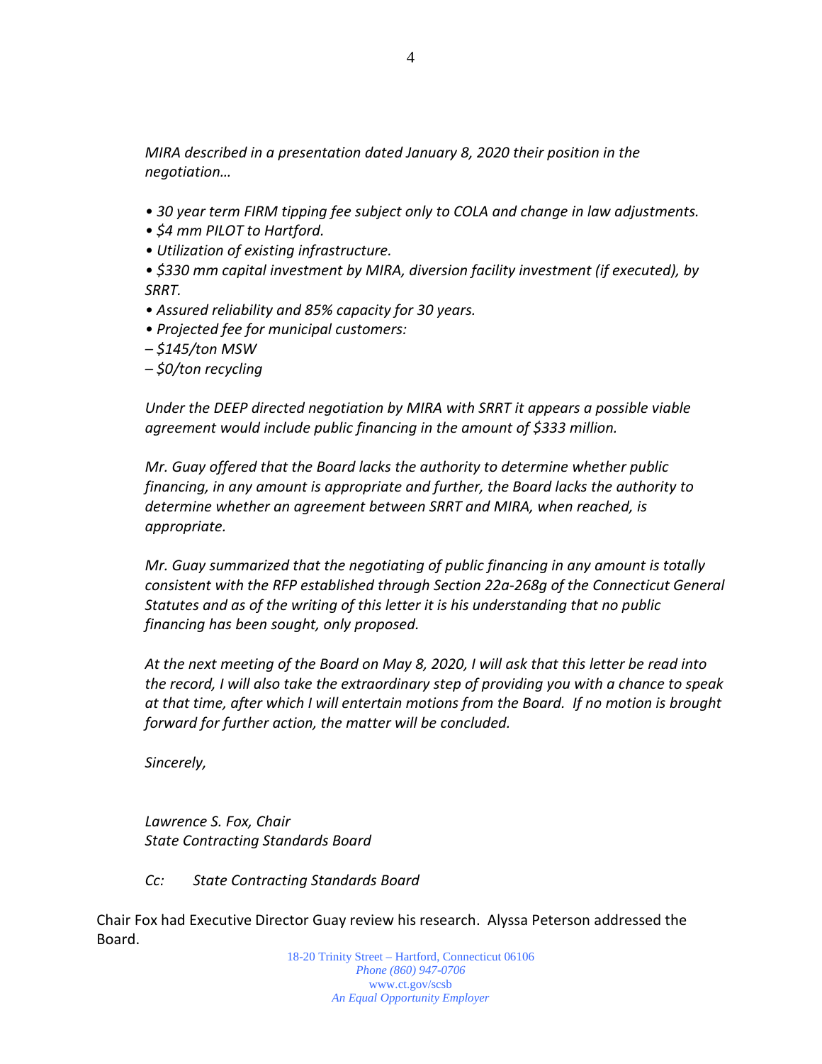*MIRA described in a presentation dated January 8, 2020 their position in the negotiation…*

- *30 year term FIRM tipping fee subject only to COLA and change in law adjustments.*
- *$4 mm PILOT to Hartford.*
- *Utilization of existing infrastructure.*
- *$330 mm capital investment by MIRA, diversion facility investment (if executed), by SRRT.*
- *Assured reliability and 85% capacity for 30 years.*
- *Projected fee for municipal customers:*

*– $145/ton MSW*
*– $0/ton recycling*

*Under the DEEP directed negotiation by MIRA with SRRT it appears a possible viable agreement would include public financing in the amount of $333 million.*

*Mr. Guay offered that the Board lacks the authority to determine whether public financing, in any amount is appropriate and further, the Board lacks the authority to determine whether an agreement between SRRT and MIRA, when reached, is appropriate.*

*Mr. Guay summarized that the negotiating of public financing in any amount is totally consistent with the RFP established through Section 22a-268g of the Connecticut General Statutes and as of the writing of this letter it is his understanding that no public financing has been sought, only proposed.*

*At the next meeting of the Board on May 8, 2020, I will ask that this letter be read into the record, I will also take the extraordinary step of providing you with a chance to speak at that time, after which I will entertain motions from the Board. If no motion is brought forward for further action, the matter will be concluded.*

*Sincerely,*

*Lawrence S. Fox, Chair*
*State Contracting Standards Board*

*Cc: State Contracting Standards Board*

Chair Fox had Executive Director Guay review his research. Alyssa Peterson addressed the Board.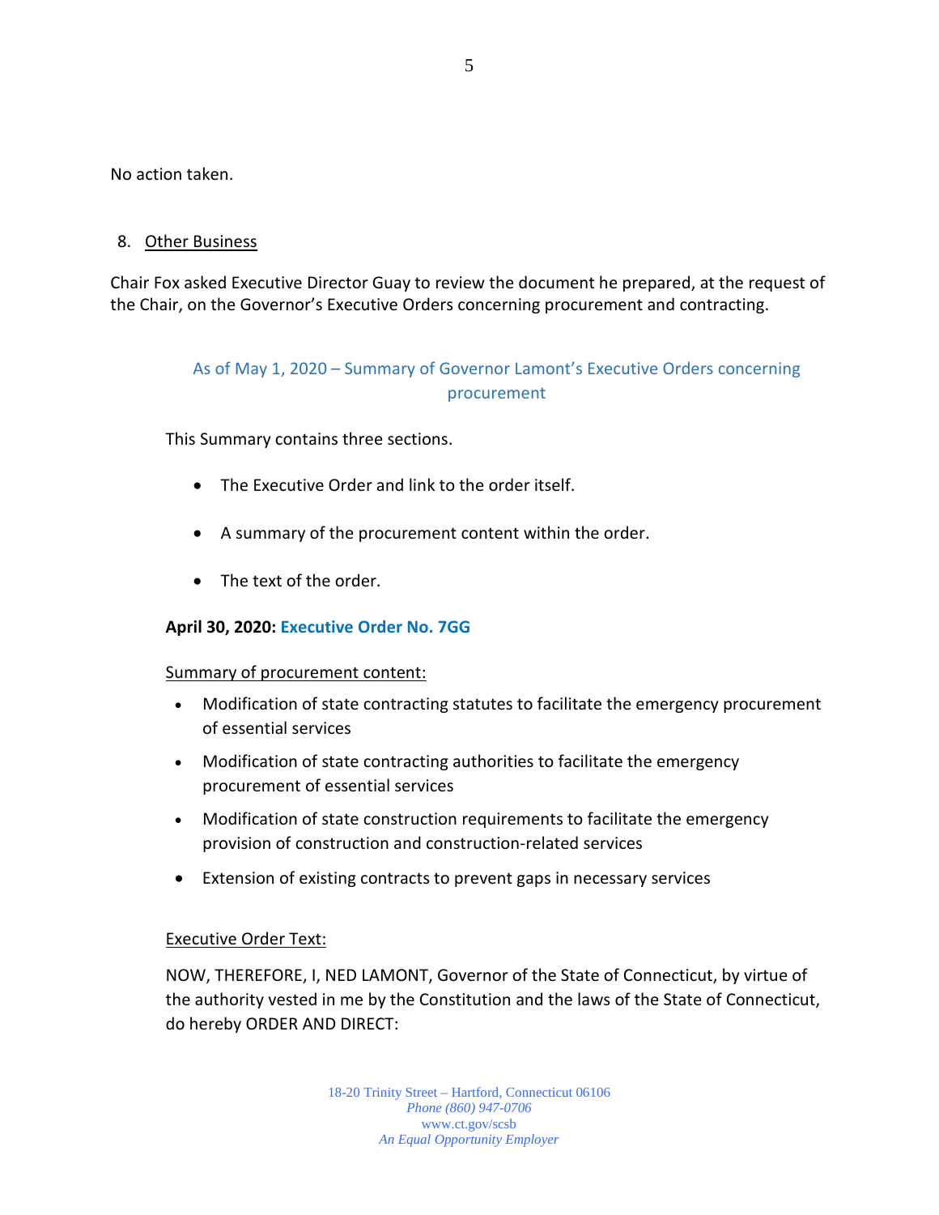No action taken.

8. Other Business

Chair Fox asked Executive Director Guay to review the document he prepared, at the request of the Chair, on the Governor's Executive Orders concerning procurement and contracting.

### As of May 1, 2020 – Summary of Governor Lamont's Executive Orders concerning procurement

This Summary contains three sections.

- The Executive Order and link to the order itself.
- A summary of the procurement content within the order.
- The text of the order.

**April 30, 2020: Executive Order No. 7GG**

Summary of procurement content:

- Modification of state contracting statutes to facilitate the emergency procurement of essential services
- Modification of state contracting authorities to facilitate the emergency procurement of essential services
- Modification of state construction requirements to facilitate the emergency provision of construction and construction-related services
- Extension of existing contracts to prevent gaps in necessary services

Executive Order Text:

NOW, THEREFORE, I, NED LAMONT, Governor of the State of Connecticut, by virtue of the authority vested in me by the Constitution and the laws of the State of Connecticut, do hereby ORDER AND DIRECT: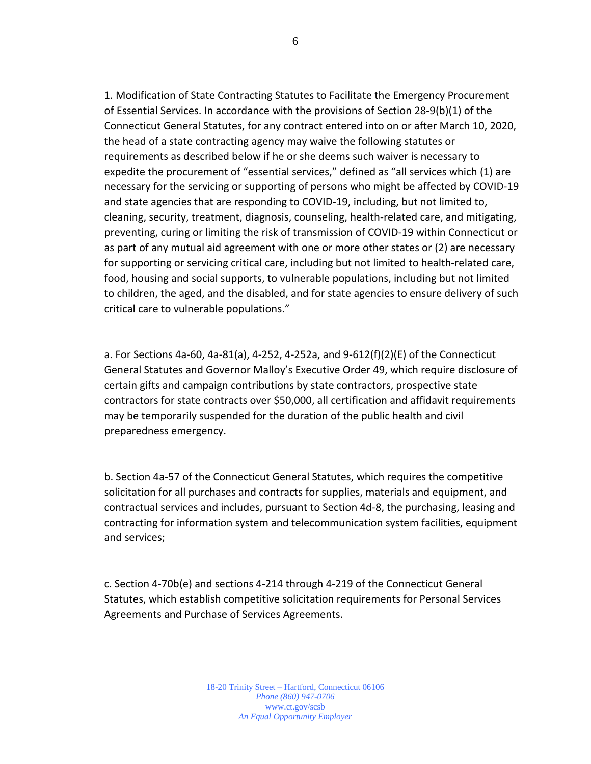1. Modification of State Contracting Statutes to Facilitate the Emergency Procurement of Essential Services. In accordance with the provisions of Section 28-9(b)(1) of the Connecticut General Statutes, for any contract entered into on or after March 10, 2020, the head of a state contracting agency may waive the following statutes or requirements as described below if he or she deems such waiver is necessary to expedite the procurement of "essential services," defined as "all services which (1) are necessary for the servicing or supporting of persons who might be affected by COVID-19 and state agencies that are responding to COVID-19, including, but not limited to, cleaning, security, treatment, diagnosis, counseling, health-related care, and mitigating, preventing, curing or limiting the risk of transmission of COVID-19 within Connecticut or as part of any mutual aid agreement with one or more other states or (2) are necessary for supporting or servicing critical care, including but not limited to health-related care, food, housing and social supports, to vulnerable populations, including but not limited to children, the aged, and the disabled, and for state agencies to ensure delivery of such critical care to vulnerable populations."

a. For Sections 4a-60, 4a-81(a), 4-252, 4-252a, and 9-612(f)(2)(E) of the Connecticut General Statutes and Governor Malloy's Executive Order 49, which require disclosure of certain gifts and campaign contributions by state contractors, prospective state contractors for state contracts over $50,000, all certification and affidavit requirements may be temporarily suspended for the duration of the public health and civil preparedness emergency.

b. Section 4a-57 of the Connecticut General Statutes, which requires the competitive solicitation for all purchases and contracts for supplies, materials and equipment, and contractual services and includes, pursuant to Section 4d-8, the purchasing, leasing and contracting for information system and telecommunication system facilities, equipment and services;

c. Section 4-70b(e) and sections 4-214 through 4-219 of the Connecticut General Statutes, which establish competitive solicitation requirements for Personal Services Agreements and Purchase of Services Agreements.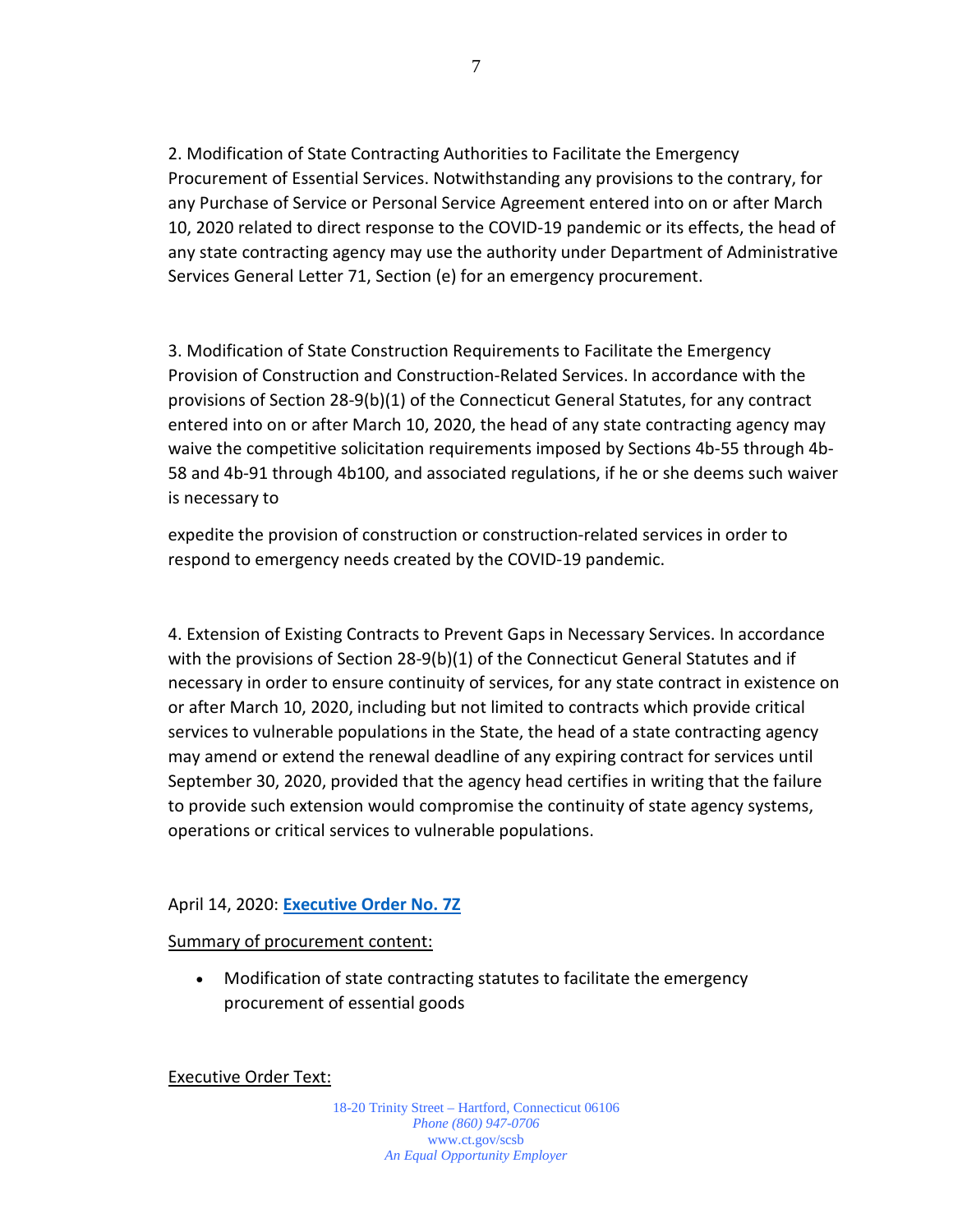2. Modification of State Contracting Authorities to Facilitate the Emergency Procurement of Essential Services. Notwithstanding any provisions to the contrary, for any Purchase of Service or Personal Service Agreement entered into on or after March 10, 2020 related to direct response to the COVID-19 pandemic or its effects, the head of any state contracting agency may use the authority under Department of Administrative Services General Letter 71, Section (e) for an emergency procurement.

3. Modification of State Construction Requirements to Facilitate the Emergency Provision of Construction and Construction-Related Services. In accordance with the provisions of Section 28-9(b)(1) of the Connecticut General Statutes, for any contract entered into on or after March 10, 2020, the head of any state contracting agency may waive the competitive solicitation requirements imposed by Sections 4b-55 through 4b-58 and 4b-91 through 4b100, and associated regulations, if he or she deems such waiver is necessary to

expedite the provision of construction or construction-related services in order to respond to emergency needs created by the COVID-19 pandemic.

4. Extension of Existing Contracts to Prevent Gaps in Necessary Services. In accordance with the provisions of Section 28-9(b)(1) of the Connecticut General Statutes and if necessary in order to ensure continuity of services, for any state contract in existence on or after March 10, 2020, including but not limited to contracts which provide critical services to vulnerable populations in the State, the head of a state contracting agency may amend or extend the renewal deadline of any expiring contract for services until September 30, 2020, provided that the agency head certifies in writing that the failure to provide such extension would compromise the continuity of state agency systems, operations or critical services to vulnerable populations.

April 14, 2020: **Executive Order No. 7Z**

Summary of procurement content:

- Modification of state contracting statutes to facilitate the emergency procurement of essential goods

Executive Order Text: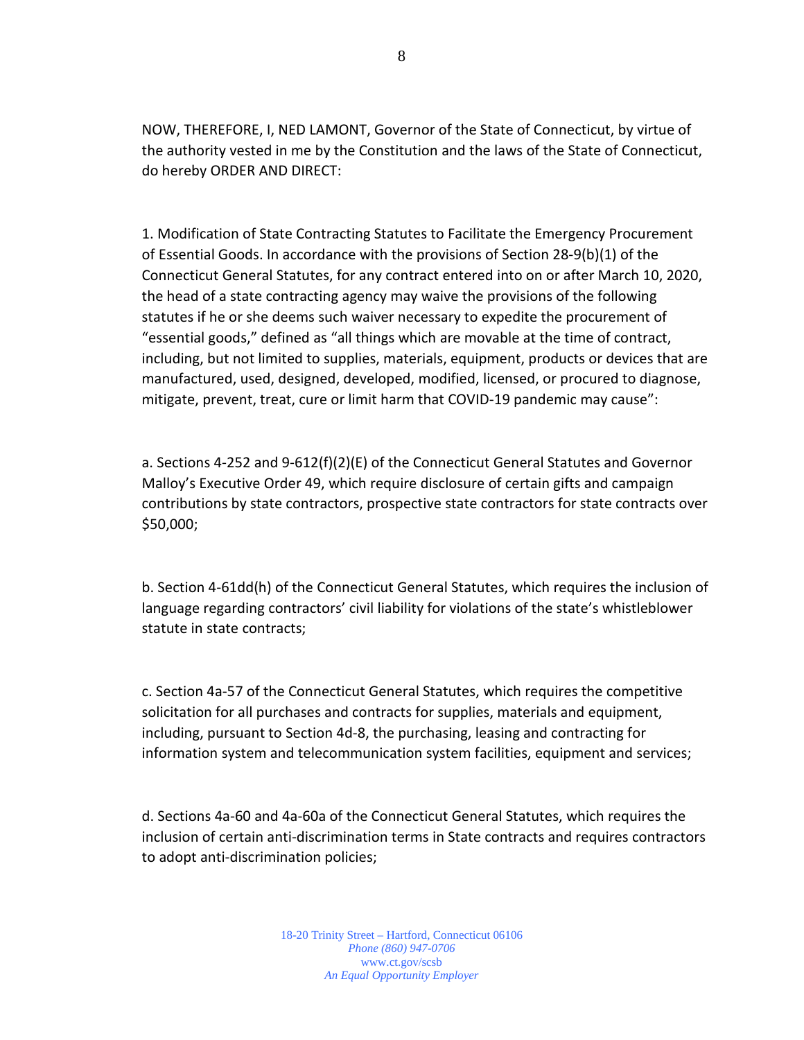NOW, THEREFORE, I, NED LAMONT, Governor of the State of Connecticut, by virtue of the authority vested in me by the Constitution and the laws of the State of Connecticut, do hereby ORDER AND DIRECT:

1. Modification of State Contracting Statutes to Facilitate the Emergency Procurement of Essential Goods. In accordance with the provisions of Section 28-9(b)(1) of the Connecticut General Statutes, for any contract entered into on or after March 10, 2020, the head of a state contracting agency may waive the provisions of the following statutes if he or she deems such waiver necessary to expedite the procurement of "essential goods," defined as "all things which are movable at the time of contract, including, but not limited to supplies, materials, equipment, products or devices that are manufactured, used, designed, developed, modified, licensed, or procured to diagnose, mitigate, prevent, treat, cure or limit harm that COVID-19 pandemic may cause":

a. Sections 4-252 and 9-612(f)(2)(E) of the Connecticut General Statutes and Governor Malloy's Executive Order 49, which require disclosure of certain gifts and campaign contributions by state contractors, prospective state contractors for state contracts over $50,000;

b. Section 4-61dd(h) of the Connecticut General Statutes, which requires the inclusion of language regarding contractors' civil liability for violations of the state's whistleblower statute in state contracts;

c. Section 4a-57 of the Connecticut General Statutes, which requires the competitive solicitation for all purchases and contracts for supplies, materials and equipment, including, pursuant to Section 4d-8, the purchasing, leasing and contracting for information system and telecommunication system facilities, equipment and services;

d. Sections 4a-60 and 4a-60a of the Connecticut General Statutes, which requires the inclusion of certain anti-discrimination terms in State contracts and requires contractors to adopt anti-discrimination policies;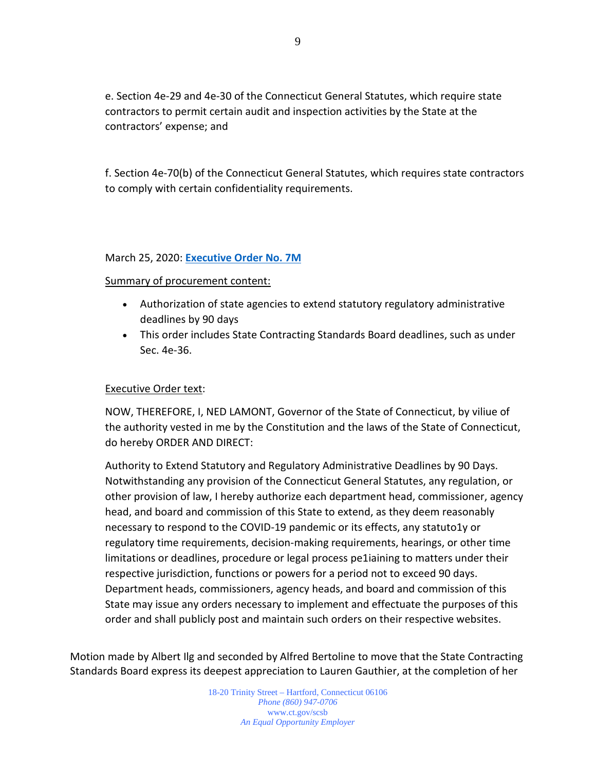e. Section 4e-29 and 4e-30 of the Connecticut General Statutes, which require state contractors to permit certain audit and inspection activities by the State at the contractors' expense; and

f. Section 4e-70(b) of the Connecticut General Statutes, which requires state contractors to comply with certain confidentiality requirements.

March 25, 2020: **Executive Order No. 7M**

Summary of procurement content:

- Authorization of state agencies to extend statutory regulatory administrative deadlines by 90 days
- This order includes State Contracting Standards Board deadlines, such as under Sec. 4e-36.

Executive Order text:

NOW, THEREFORE, I, NED LAMONT, Governor of the State of Connecticut, by viliue of the authority vested in me by the Constitution and the laws of the State of Connecticut, do hereby ORDER AND DIRECT:

Authority to Extend Statutory and Regulatory Administrative Deadlines by 90 Days. Notwithstanding any provision of the Connecticut General Statutes, any regulation, or other provision of law, I hereby authorize each department head, commissioner, agency head, and board and commission of this State to extend, as they deem reasonably necessary to respond to the COVID-19 pandemic or its effects, any statuto1y or regulatory time requirements, decision-making requirements, hearings, or other time limitations or deadlines, procedure or legal process pe1iaining to matters under their respective jurisdiction, functions or powers for a period not to exceed 90 days. Department heads, commissioners, agency heads, and board and commission of this State may issue any orders necessary to implement and effectuate the purposes of this order and shall publicly post and maintain such orders on their respective websites.

Motion made by Albert Ilg and seconded by Alfred Bertoline to move that the State Contracting Standards Board express its deepest appreciation to Lauren Gauthier, at the completion of her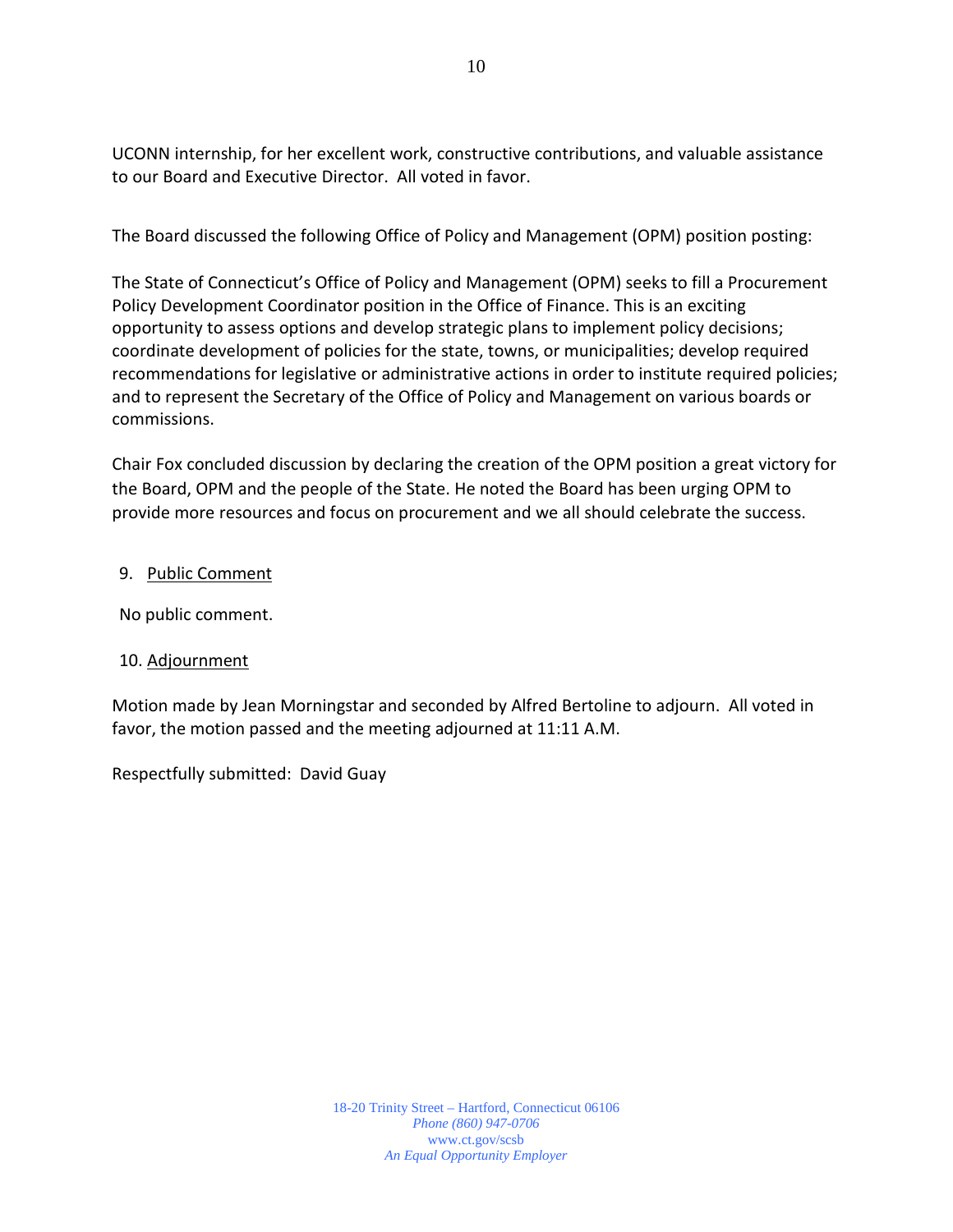UCONN internship, for her excellent work, constructive contributions, and valuable assistance to our Board and Executive Director. All voted in favor.

The Board discussed the following Office of Policy and Management (OPM) position posting:

The State of Connecticut's Office of Policy and Management (OPM) seeks to fill a Procurement Policy Development Coordinator position in the Office of Finance. This is an exciting opportunity to assess options and develop strategic plans to implement policy decisions; coordinate development of policies for the state, towns, or municipalities; develop required recommendations for legislative or administrative actions in order to institute required policies; and to represent the Secretary of the Office of Policy and Management on various boards or commissions.

Chair Fox concluded discussion by declaring the creation of the OPM position a great victory for the Board, OPM and the people of the State. He noted the Board has been urging OPM to provide more resources and focus on procurement and we all should celebrate the success.

9. Public Comment

No public comment.

10. Adjournment

Motion made by Jean Morningstar and seconded by Alfred Bertoline to adjourn. All voted in favor, the motion passed and the meeting adjourned at 11:11 A.M.

Respectfully submitted: David Guay

18-20 Trinity Street – Hartford, Connecticut 06106
*Phone (860) 947-0706*
www.ct.gov/scsb
*An Equal Opportunity Employer*